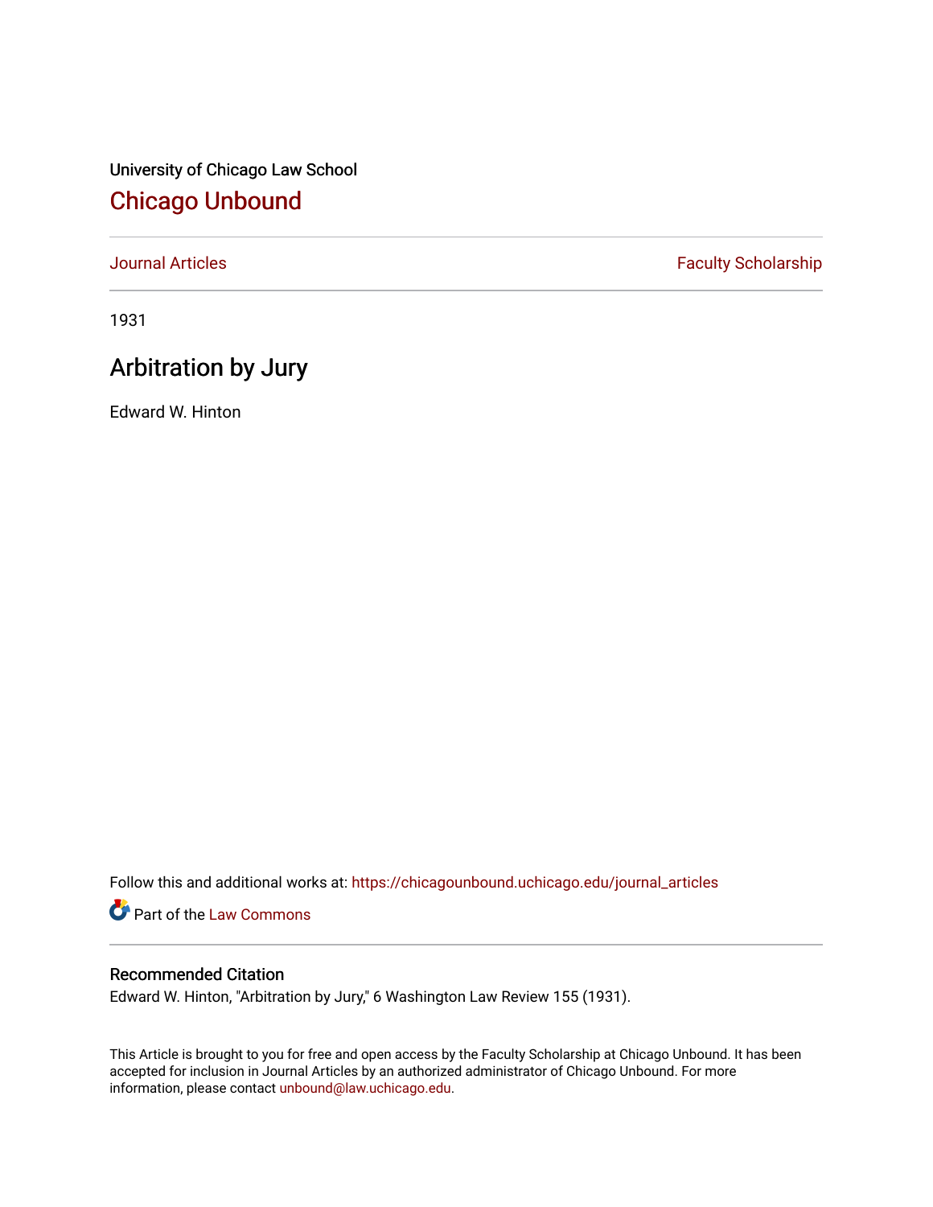University of Chicago Law School

# Chicago Unbound

Journal Articles | Faculty Scholarship

1931

## Arbitration by Jury

Edward W. Hinton

Follow this and additional works at: https://chicagounbound.uchicago.edu/journal_articles

Part of the Law Commons

### Recommended Citation

Edward W. Hinton, "Arbitration by Jury," 6 Washington Law Review 155 (1931).

This Article is brought to you for free and open access by the Faculty Scholarship at Chicago Unbound. It has been accepted for inclusion in Journal Articles by an authorized administrator of Chicago Unbound. For more information, please contact unbound@law.uchicago.edu.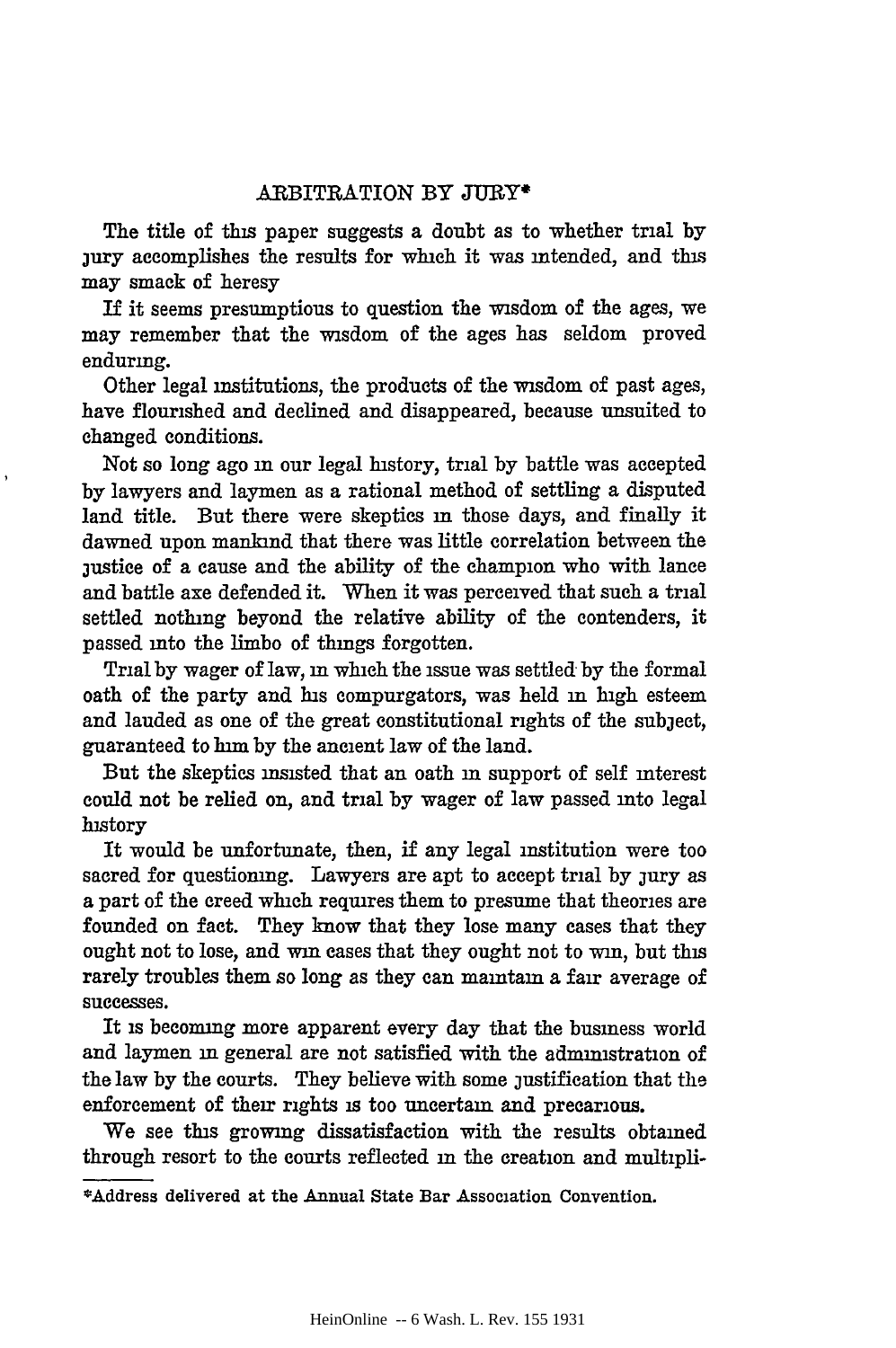## ARBITRATION BY JURY*

The title of this paper suggests a doubt as to whether trial by jury accomplishes the results for which it was intended, and this may smack of heresy

If it seems presumptious to question the wisdom of the ages, we may remember that the wisdom of the ages has seldom proved enduring.

Other legal institutions, the products of the wisdom of past ages, have flourished and declined and disappeared, because unsuited to changed conditions.

Not so long ago in our legal history, trial by battle was accepted by lawyers and laymen as a rational method of settling a disputed land title. But there were skeptics in those days, and finally it dawned upon mankind that there was little correlation between the justice of a cause and the ability of the champion who with lance and battle axe defended it. When it was perceived that such a trial settled nothing beyond the relative ability of the contenders, it passed into the limbo of things forgotten.

Trial by wager of law, in which the issue was settled by the formal oath of the party and his compurgators, was held in high esteem and lauded as one of the great constitutional rights of the subject, guaranteed to him by the ancient law of the land.

But the skeptics insisted that an oath in support of self interest could not be relied on, and trial by wager of law passed into legal history

It would be unfortunate, then, if any legal institution were too sacred for questioning. Lawyers are apt to accept trial by jury as a part of the creed which requires them to presume that theories are founded on fact. They know that they lose many cases that they ought not to lose, and win cases that they ought not to win, but this rarely troubles them so long as they can maintain a fair average of successes.

It is becoming more apparent every day that the business world and laymen in general are not satisfied with the administration of the law by the courts. They believe with some justification that the enforcement of their rights is too uncertain and precarious.

We see this growing dissatisfaction with the results obtained through resort to the courts reflected in the creation and multipli-

---

*Address delivered at the Annual State Bar Association Convention.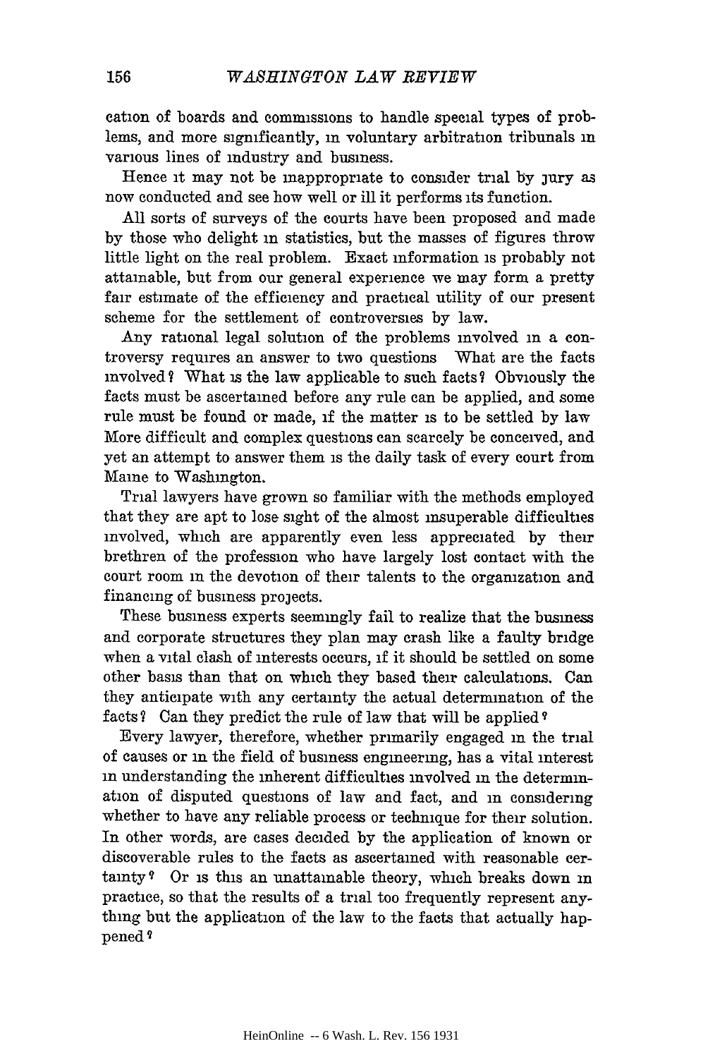cation of boards and commissions to handle special types of problems, and more significantly, in voluntary arbitration tribunals in various lines of industry and business.

Hence it may not be inappropriate to consider trial by jury as now conducted and see how well or ill it performs its function.

All sorts of surveys of the courts have been proposed and made by those who delight in statistics, but the masses of figures throw little light on the real problem. Exact information is probably not attainable, but from our general experience we may form a pretty fair estimate of the efficiency and practical utility of our present scheme for the settlement of controversies by law.

Any rational legal solution of the problems involved in a controversy requires an answer to two questions What are the facts involved? What is the law applicable to such facts? Obviously the facts must be ascertained before any rule can be applied, and some rule must be found or made, if the matter is to be settled by law More difficult and complex questions can scarcely be conceived, and yet an attempt to answer them is the daily task of every court from Maine to Washington.

Trial lawyers have grown so familiar with the methods employed that they are apt to lose sight of the almost insuperable difficulties involved, which are apparently even less appreciated by their brethren of the profession who have largely lost contact with the court room in the devotion of their talents to the organization and financing of business projects.

These business experts seemingly fail to realize that the business and corporate structures they plan may crash like a faulty bridge when a vital clash of interests occurs, if it should be settled on some other basis than that on which they based their calculations. Can they anticipate with any certainty the actual determination of the facts? Can they predict the rule of law that will be applied?

Every lawyer, therefore, whether primarily engaged in the trial of causes or in the field of business engineering, has a vital interest in understanding the inherent difficulties involved in the determination of disputed questions of law and fact, and in considering whether to have any reliable process or technique for their solution. In other words, are cases decided by the application of known or discoverable rules to the facts as ascertained with reasonable certainty? Or is this an unattainable theory, which breaks down in practice, so that the results of a trial too frequently represent anything but the application of the law to the facts that actually happened?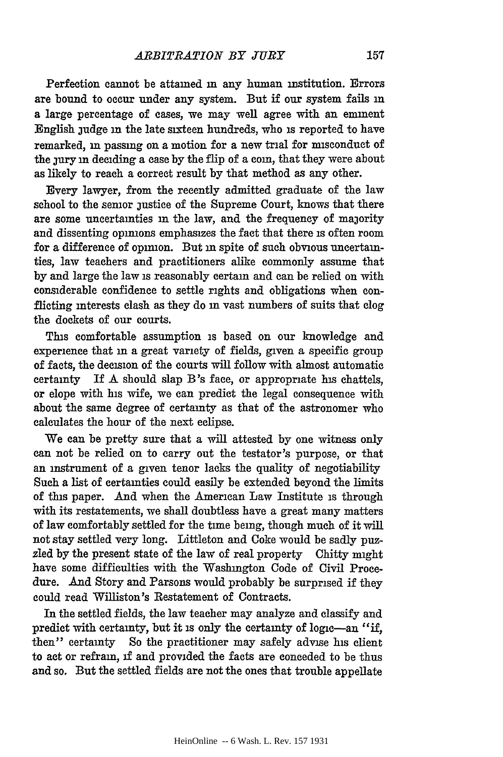Perfection cannot be attained in any human institution. Errors are bound to occur under any system. But if our system fails in a large percentage of cases, we may well agree with an eminent English judge in the late sixteen hundreds, who is reported to have remarked, in passing on a motion for a new trial for misconduct of the jury in deciding a case by the flip of a coin, that they were about as likely to reach a correct result by that method as any other.

Every lawyer, from the recently admitted graduate of the law school to the senior justice of the Supreme Court, knows that there are some uncertainties in the law, and the frequency of majority and dissenting opinions emphasizes the fact that there is often room for a difference of opinion. But in spite of such obvious uncertainties, law teachers and practitioners alike commonly assume that by and large the law is reasonably certain and can be relied on with considerable confidence to settle rights and obligations when conflicting interests clash as they do in vast numbers of suits that clog the dockets of our courts.

This comfortable assumption is based on our knowledge and experience that in a great variety of fields, given a specific group of facts, the decision of the courts will follow with almost automatic certainty If A should slap B's face, or appropriate his chattels, or elope with his wife, we can predict the legal consequence with about the same degree of certainty as that of the astronomer who calculates the hour of the next eclipse.

We can be pretty sure that a will attested by one witness only can not be relied on to carry out the testator's purpose, or that an instrument of a given tenor lacks the quality of negotiability Such a list of certainties could easily be extended beyond the limits of this paper. And when the American Law Institute is through with its restatements, we shall doubtless have a great many matters of law comfortably settled for the time being, though much of it will not stay settled very long. Littleton and Coke would be sadly puzzled by the present state of the law of real property Chitty might have some difficulties with the Washington Code of Civil Procedure. And Story and Parsons would probably be surprised if they could read Williston's Restatement of Contracts.

In the settled fields, the law teacher may analyze and classify and predict with certainty, but it is only the certainty of logic—an "if, then" certainty So the practitioner may safely advise his client to act or refrain, if and provided the facts are conceded to be thus and so. But the settled fields are not the ones that trouble appellate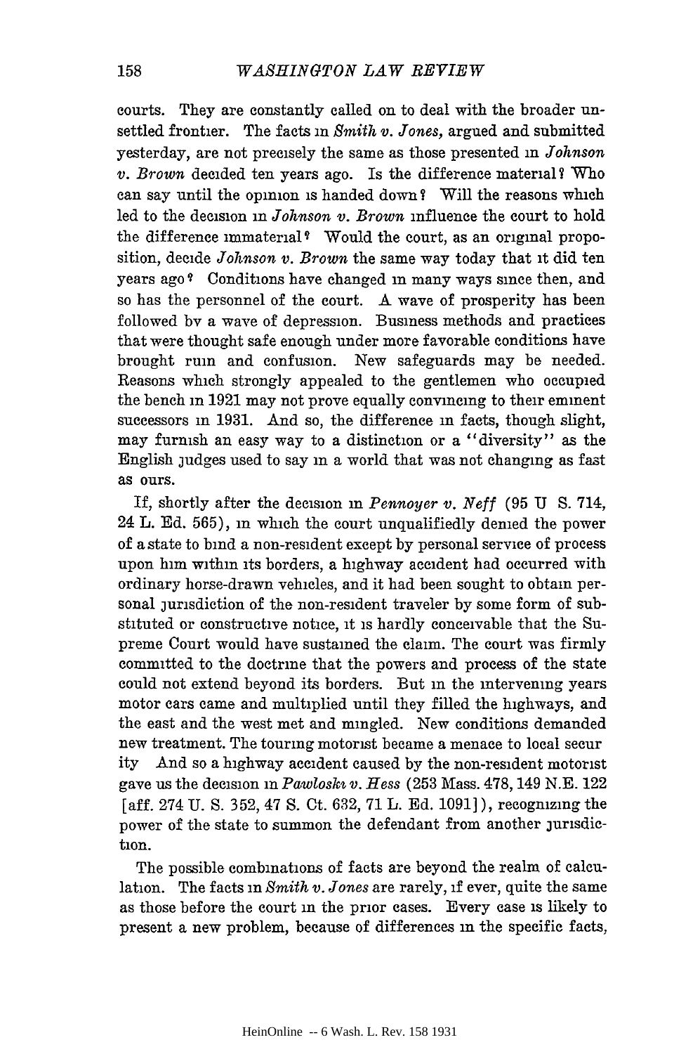courts. They are constantly called on to deal with the broader unsettled frontier. The facts in *Smith v. Jones*, argued and submitted yesterday, are not precisely the same as those presented in *Johnson v. Brown* decided ten years ago. Is the difference material? Who can say until the opinion is handed down? Will the reasons which led to the decision in *Johnson v. Brown* influence the court to hold the difference immaterial? Would the court, as an original proposition, decide *Johnson v. Brown* the same way today that it did ten years ago? Conditions have changed in many ways since then, and so has the personnel of the court. A wave of prosperity has been followed by a wave of depression. Business methods and practices that were thought safe enough under more favorable conditions have brought ruin and confusion. New safeguards may be needed. Reasons which strongly appealed to the gentlemen who occupied the bench in 1921 may not prove equally convincing to their eminent successors in 1931. And so, the difference in facts, though slight, may furnish an easy way to a distinction or a "diversity" as the English judges used to say in a world that was not changing as fast as ours.

If, shortly after the decision in *Pennoyer v. Neff* (95 U S. 714, 24 L. Ed. 565), in which the court unqualifiedly denied the power of a state to bind a non-resident except by personal service of process upon him within its borders, a highway accident had occurred with ordinary horse-drawn vehicles, and it had been sought to obtain personal jurisdiction of the non-resident traveler by some form of substituted or constructive notice, it is hardly conceivable that the Supreme Court would have sustained the claim. The court was firmly committed to the doctrine that the powers and process of the state could not extend beyond its borders. But in the intervening years motor cars came and multiplied until they filled the highways, and the east and the west met and mingled. New conditions demanded new treatment. The touring motorist became a menace to local security And so a highway accident caused by the non-resident motorist gave us the decision in *Pawloski v. Hess* (253 Mass. 478, 149 N.E. 122 [aff. 274 U. S. 352, 47 S. Ct. 632, 71 L. Ed. 1091]), recognizing the power of the state to summon the defendant from another jurisdiction.

The possible combinations of facts are beyond the realm of calculation. The facts in *Smith v. Jones* are rarely, if ever, quite the same as those before the court in the prior cases. Every case is likely to present a new problem, because of differences in the specific facts,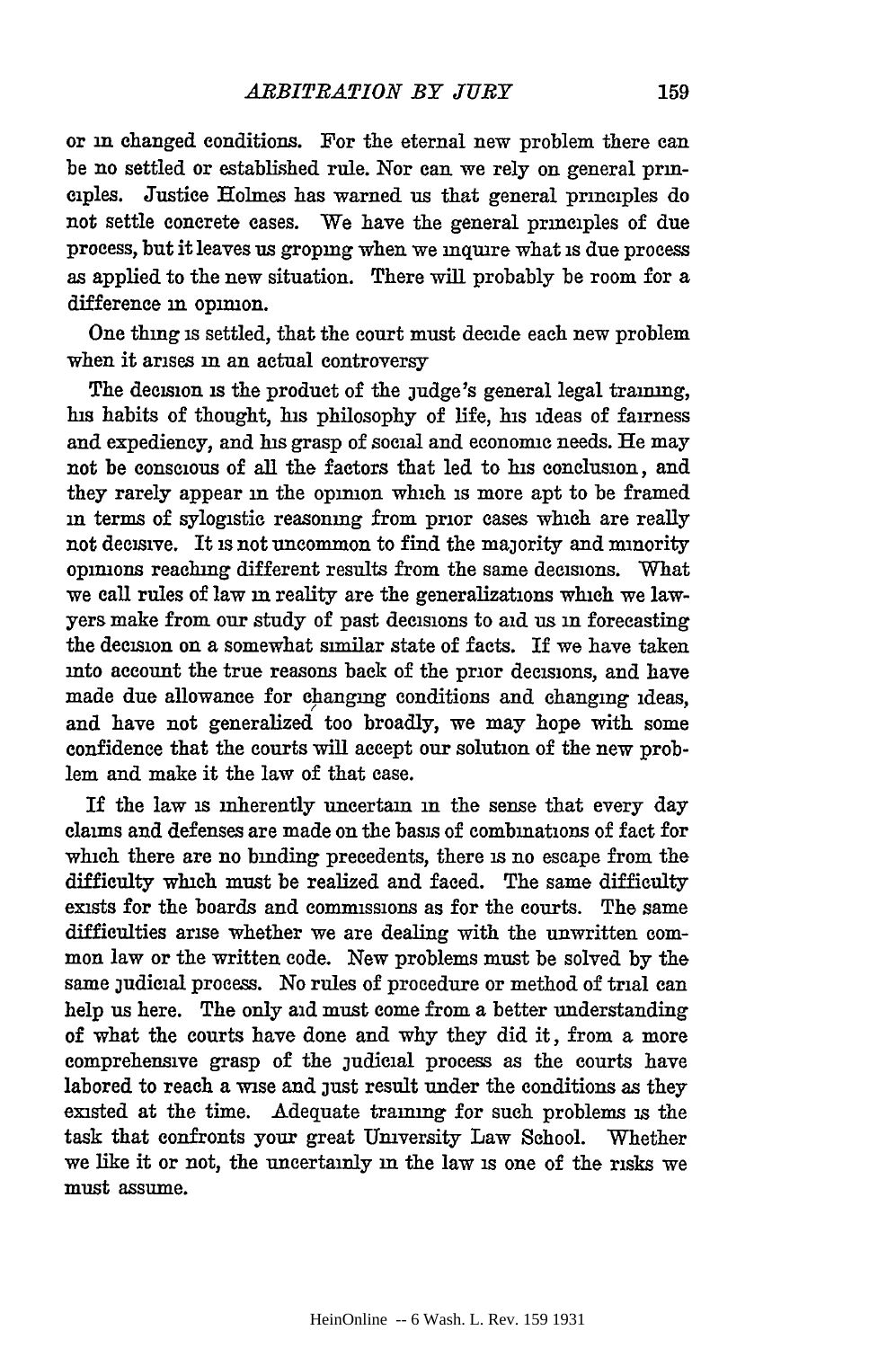or in changed conditions. For the eternal new problem there can be no settled or established rule. Nor can we rely on general principles. Justice Holmes has warned us that general principles do not settle concrete cases. We have the general principles of due process, but it leaves us groping when we inquire what is due process as applied to the new situation. There will probably be room for a difference in opinion.

One thing is settled, that the court must decide each new problem when it arises in an actual controversy

The decision is the product of the judge's general legal training, his habits of thought, his philosophy of life, his ideas of fairness and expediency, and his grasp of social and economic needs. He may not be conscious of all the factors that led to his conclusion, and they rarely appear in the opinion which is more apt to be framed in terms of sylogistic reasoning from prior cases which are really not decisive. It is not uncommon to find the majority and minority opinions reaching different results from the same decisions. What we call rules of law in reality are the generalizations which we lawyers make from our study of past decisions to aid us in forecasting the decision on a somewhat similar state of facts. If we have taken into account the true reasons back of the prior decisions, and have made due allowance for changing conditions and changing ideas, and have not generalized too broadly, we may hope with some confidence that the courts will accept our solution of the new problem and make it the law of that case.

If the law is inherently uncertain in the sense that every day claims and defenses are made on the basis of combinations of fact for which there are no binding precedents, there is no escape from the difficulty which must be realized and faced. The same difficulty exists for the boards and commissions as for the courts. The same difficulties arise whether we are dealing with the unwritten common law or the written code. New problems must be solved by the same judicial process. No rules of procedure or method of trial can help us here. The only aid must come from a better understanding of what the courts have done and why they did it, from a more comprehensive grasp of the judicial process as the courts have labored to reach a wise and just result under the conditions as they existed at the time. Adequate training for such problems is the task that confronts your great University Law School. Whether we like it or not, the uncertainly in the law is one of the risks we must assume.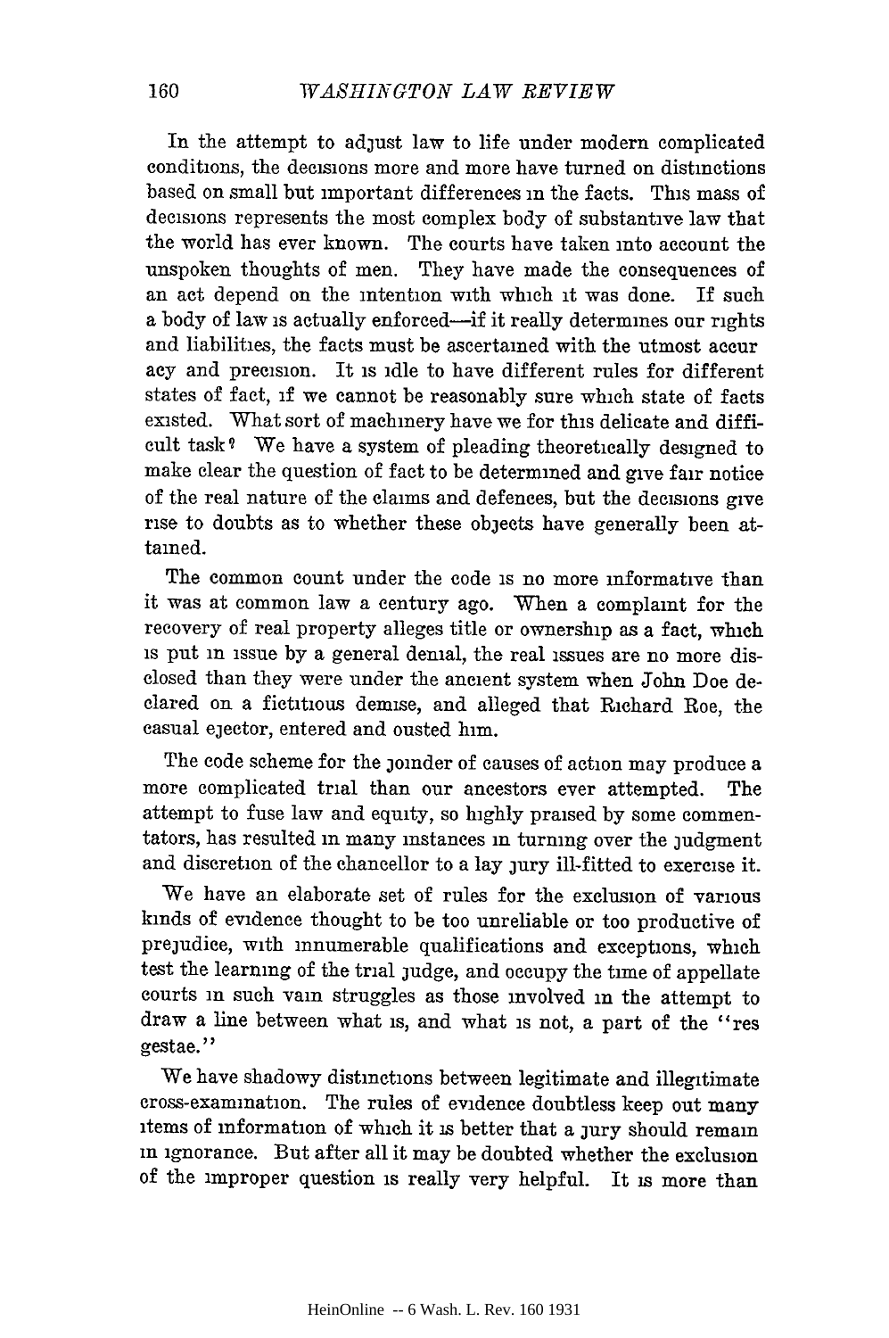In the attempt to adjust law to life under modern complicated conditions, the decisions more and more have turned on distinctions based on small but important differences in the facts. This mass of decisions represents the most complex body of substantive law that the world has ever known. The courts have taken into account the unspoken thoughts of men. They have made the consequences of an act depend on the intention with which it was done. If such a body of law is actually enforced—if it really determines our rights and liabilities, the facts must be ascertained with the utmost accuracy and precision. It is idle to have different rules for different states of fact, if we cannot be reasonably sure which state of facts existed. What sort of machinery have we for this delicate and difficult task? We have a system of pleading theoretically designed to make clear the question of fact to be determined and give fair notice of the real nature of the claims and defences, but the decisions give rise to doubts as to whether these objects have generally been attained.

The common count under the code is no more informative than it was at common law a century ago. When a complaint for the recovery of real property alleges title or ownership as a fact, which is put in issue by a general denial, the real issues are no more disclosed than they were under the ancient system when John Doe declared on a fictitious demise, and alleged that Richard Roe, the casual ejector, entered and ousted him.

The code scheme for the joinder of causes of action may produce a more complicated trial than our ancestors ever attempted. The attempt to fuse law and equity, so highly praised by some commentators, has resulted in many instances in turning over the judgment and discretion of the chancellor to a lay jury ill-fitted to exercise it.

We have an elaborate set of rules for the exclusion of various kinds of evidence thought to be too unreliable or too productive of prejudice, with innumerable qualifications and exceptions, which test the learning of the trial judge, and occupy the time of appellate courts in such vain struggles as those involved in the attempt to draw a line between what is, and what is not, a part of the "res gestae."

We have shadowy distinctions between legitimate and illegitimate cross-examination. The rules of evidence doubtless keep out many items of information of which it is better that a jury should remain in ignorance. But after all it may be doubted whether the exclusion of the improper question is really very helpful. It is more than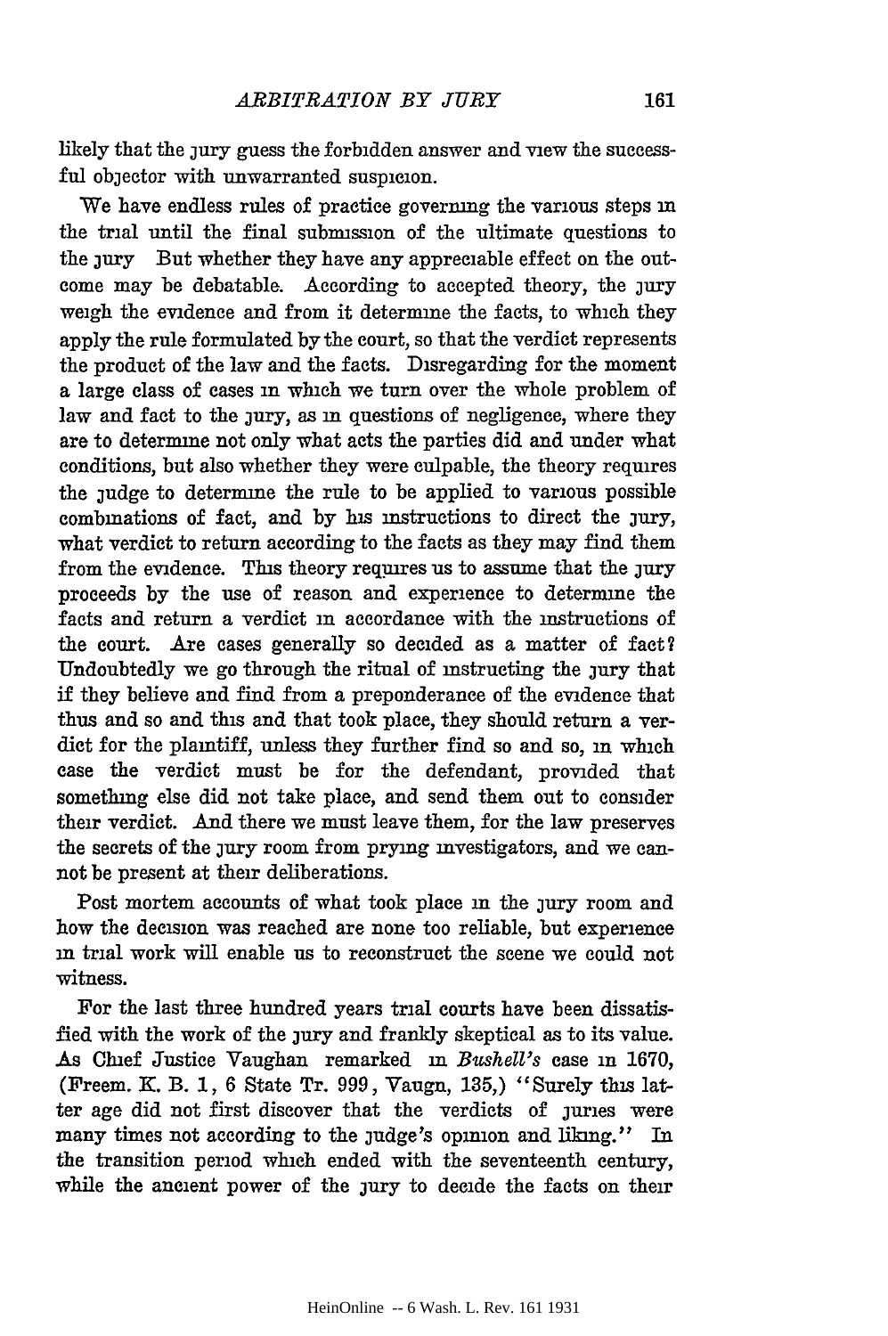likely that the jury guess the forbidden answer and view the successful objector with unwarranted suspicion.

We have endless rules of practice governing the various steps in the trial until the final submission of the ultimate questions to the jury But whether they have any appreciable effect on the outcome may be debatable. According to accepted theory, the jury weigh the evidence and from it determine the facts, to which they apply the rule formulated by the court, so that the verdict represents the product of the law and the facts. Disregarding for the moment a large class of cases in which we turn over the whole problem of law and fact to the jury, as in questions of negligence, where they are to determine not only what acts the parties did and under what conditions, but also whether they were culpable, the theory requires the judge to determine the rule to be applied to various possible combinations of fact, and by his instructions to direct the jury, what verdict to return according to the facts as they may find them from the evidence. This theory requires us to assume that the jury proceeds by the use of reason and experience to determine the facts and return a verdict in accordance with the instructions of the court. Are cases generally so decided as a matter of fact? Undoubtedly we go through the ritual of instructing the jury that if they believe and find from a preponderance of the evidence that thus and so and this and that took place, they should return a verdict for the plaintiff, unless they further find so and so, in which case the verdict must be for the defendant, provided that something else did not take place, and send them out to consider their verdict. And there we must leave them, for the law preserves the secrets of the jury room from prying investigators, and we cannot be present at their deliberations.

Post mortem accounts of what took place in the jury room and how the decision was reached are none too reliable, but experience in trial work will enable us to reconstruct the scene we could not witness.

For the last three hundred years trial courts have been dissatisfied with the work of the jury and frankly skeptical as to its value. As Chief Justice Vaughan remarked in *Bushell's* case in 1670, (Freem. K. B. 1, 6 State Tr. 999, Vaugn, 135,) "Surely this latter age did not first discover that the verdicts of juries were many times not according to the judge's opinion and liking." In the transition period which ended with the seventeenth century, while the ancient power of the jury to decide the facts on their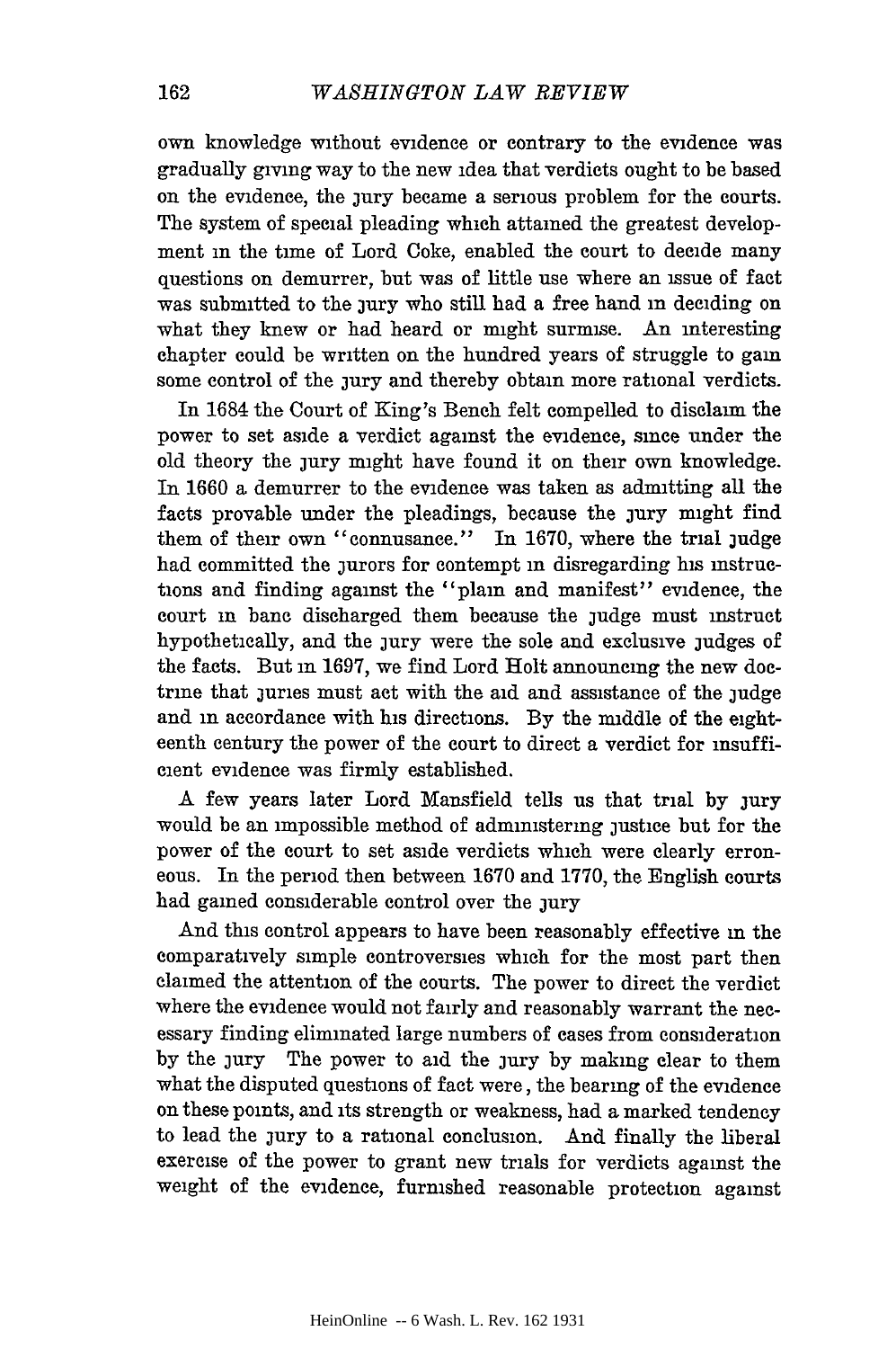own knowledge without evidence or contrary to the evidence was gradually giving way to the new idea that verdicts ought to be based on the evidence, the jury became a serious problem for the courts. The system of special pleading which attained the greatest development in the time of Lord Coke, enabled the court to decide many questions on demurrer, but was of little use where an issue of fact was submitted to the jury who still had a free hand in deciding on what they knew or had heard or might surmise. An interesting chapter could be written on the hundred years of struggle to gain some control of the jury and thereby obtain more rational verdicts.

In 1684 the Court of King's Bench felt compelled to disclaim the power to set aside a verdict against the evidence, since under the old theory the jury might have found it on their own knowledge. In 1660 a demurrer to the evidence was taken as admitting all the facts provable under the pleadings, because the jury might find them of their own "connusance." In 1670, where the trial judge had committed the jurors for contempt in disregarding his instructions and finding against the "plain and manifest" evidence, the court in banc discharged them because the judge must instruct hypothetically, and the jury were the sole and exclusive judges of the facts. But in 1697, we find Lord Holt announcing the new doctrine that juries must act with the aid and assistance of the judge and in accordance with his directions. By the middle of the eighteenth century the power of the court to direct a verdict for insufficient evidence was firmly established.

A few years later Lord Mansfield tells us that trial by jury would be an impossible method of administering justice but for the power of the court to set aside verdicts which were clearly erroneous. In the period then between 1670 and 1770, the English courts had gained considerable control over the jury

And this control appears to have been reasonably effective in the comparatively simple controversies which for the most part then claimed the attention of the courts. The power to direct the verdict where the evidence would not fairly and reasonably warrant the necessary finding eliminated large numbers of cases from consideration by the jury The power to aid the jury by making clear to them what the disputed questions of fact were, the bearing of the evidence on these points, and its strength or weakness, had a marked tendency to lead the jury to a rational conclusion. And finally the liberal exercise of the power to grant new trials for verdicts against the weight of the evidence, furnished reasonable protection against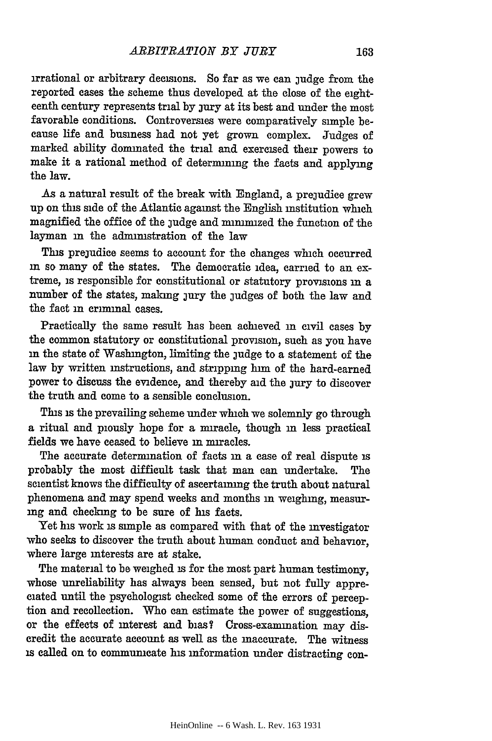irrational or arbitrary decisions. So far as we can judge from the reported cases the scheme thus developed at the close of the eighteenth century represents trial by jury at its best and under the most favorable conditions. Controversies were comparatively simple because life and business had not yet grown complex. Judges of marked ability dominated the trial and exercised their powers to make it a rational method of determining the facts and applying the law.

As a natural result of the break with England, a prejudice grew up on this side of the Atlantic against the English institution which magnified the office of the judge and minimized the function of the layman in the administration of the law

This prejudice seems to account for the changes which occurred in so many of the states. The democratic idea, carried to an extreme, is responsible for constitutional or statutory provisions in a number of the states, making jury the judges of both the law and the fact in criminal cases.

Practically the same result has been achieved in civil cases by the common statutory or constitutional provision, such as you have in the state of Washington, limiting the judge to a statement of the law by written instructions, and stripping him of the hard-earned power to discuss the evidence, and thereby aid the jury to discover the truth and come to a sensible conclusion.

This is the prevailing scheme under which we solemnly go through a ritual and piously hope for a miracle, though in less practical fields we have ceased to believe in miracles.

The accurate determination of facts in a case of real dispute is probably the most difficult task that man can undertake. The scientist knows the difficulty of ascertaining the truth about natural phenomena and may spend weeks and months in weighing, measuring and checking to be sure of his facts.

Yet his work is simple as compared with that of the investigator who seeks to discover the truth about human conduct and behavior, where large interests are at stake.

The material to be weighed is for the most part human testimony, whose unreliability has always been sensed, but not fully appreciated until the psychologist checked some of the errors of perception and recollection. Who can estimate the power of suggestions, or the effects of interest and bias? Cross-examination may discredit the accurate account as well as the inaccurate. The witness is called on to communicate his information under distracting con-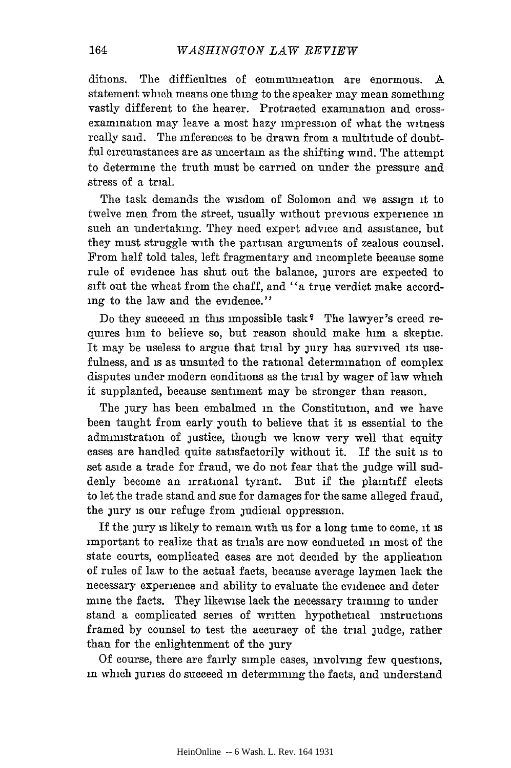ditions. The difficulties of communication are enormous. A statement which means one thing to the speaker may mean something vastly different to the hearer. Protracted examination and cross-examination may leave a most hazy impression of what the witness really said. The inferences to be drawn from a multitude of doubtful circumstances are as uncertain as the shifting wind. The attempt to determine the truth must be carried on under the pressure and stress of a trial.

The task demands the wisdom of Solomon and we assign it to twelve men from the street, usually without previous experience in such an undertaking. They need expert advice and assistance, but they must struggle with the partisan arguments of zealous counsel. From half told tales, left fragmentary and incomplete because some rule of evidence has shut out the balance, jurors are expected to sift out the wheat from the chaff, and "a true verdict make according to the law and the evidence."

Do they succeed in this impossible task? The lawyer's creed requires him to believe so, but reason should make him a skeptic. It may be useless to argue that trial by jury has survived its usefulness, and is as unsuited to the rational determination of complex disputes under modern conditions as the trial by wager of law which it supplanted, because sentiment may be stronger than reason.

The jury has been embalmed in the Constitution, and we have been taught from early youth to believe that it is essential to the administration of justice, though we know very well that equity cases are handled quite satisfactorily without it. If the suit is to set aside a trade for fraud, we do not fear that the judge will suddenly become an irrational tyrant. But if the plaintiff elects to let the trade stand and sue for damages for the same alleged fraud, the jury is our refuge from judicial oppression.

If the jury is likely to remain with us for a long time to come, it is important to realize that as trials are now conducted in most of the state courts, complicated cases are not decided by the application of rules of law to the actual facts, because average laymen lack the necessary experience and ability to evaluate the evidence and determine the facts. They likewise lack the necessary training to understand a complicated series of written hypothetical instructions framed by counsel to test the accuracy of the trial judge, rather than for the enlightenment of the jury

Of course, there are fairly simple cases, involving few questions, in which juries do succeed in determining the facts, and understand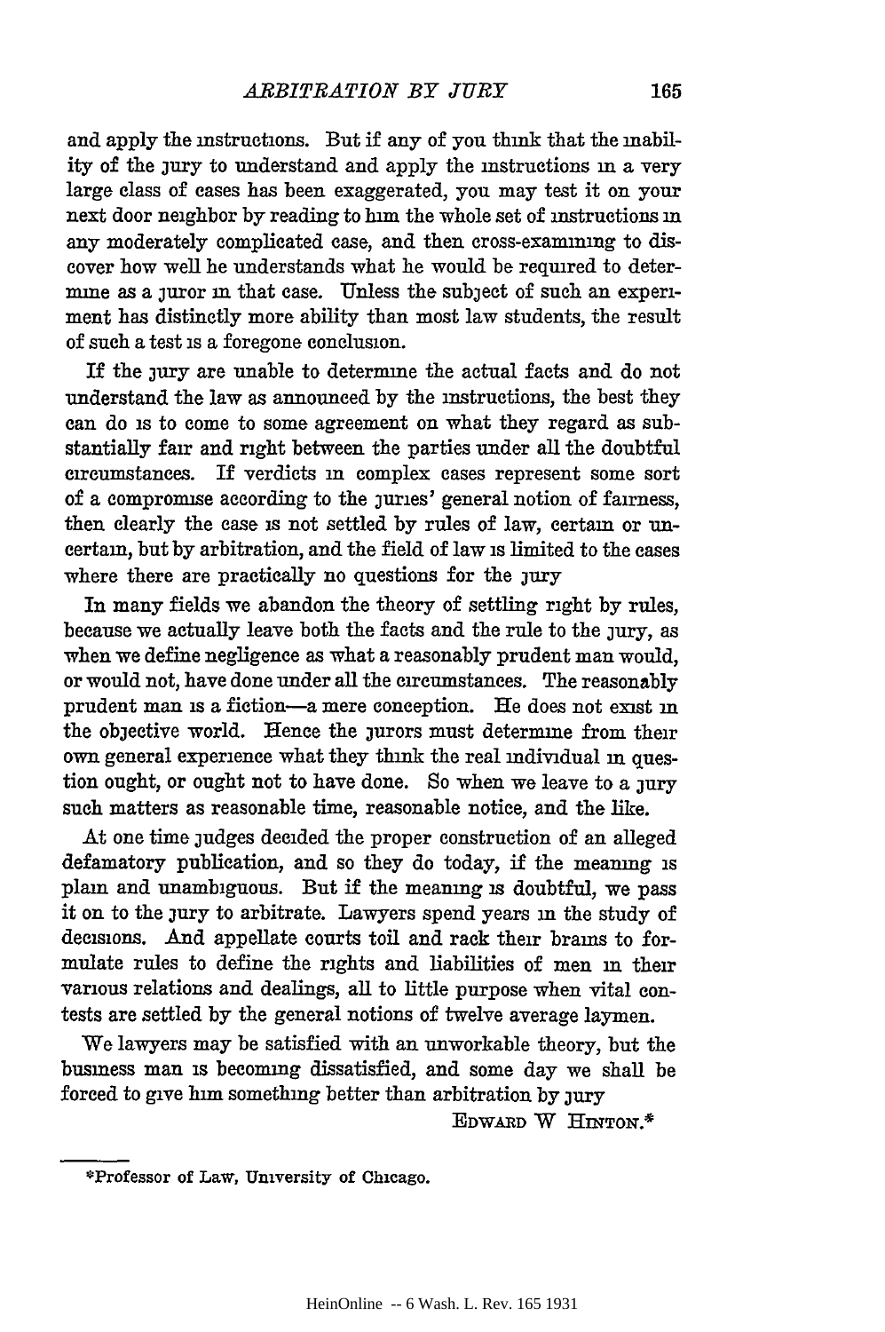and apply the instructions. But if any of you think that the inability of the jury to understand and apply the instructions in a very large class of cases has been exaggerated, you may test it on your next door neighbor by reading to him the whole set of instructions in any moderately complicated case, and then cross-examining to discover how well he understands what he would be required to determine as a juror in that case. Unless the subject of such an experiment has distinctly more ability than most law students, the result of such a test is a foregone conclusion.

If the jury are unable to determine the actual facts and do not understand the law as announced by the instructions, the best they can do is to come to some agreement on what they regard as substantially fair and right between the parties under all the doubtful circumstances. If verdicts in complex cases represent some sort of a compromise according to the juries' general notion of fairness, then clearly the case is not settled by rules of law, certain or uncertain, but by arbitration, and the field of law is limited to the cases where there are practically no questions for the jury

In many fields we abandon the theory of settling right by rules, because we actually leave both the facts and the rule to the jury, as when we define negligence as what a reasonably prudent man would, or would not, have done under all the circumstances. The reasonably prudent man is a fiction—a mere conception. He does not exist in the objective world. Hence the jurors must determine from their own general experience what they think the real individual in question ought, or ought not to have done. So when we leave to a jury such matters as reasonable time, reasonable notice, and the like.

At one time judges decided the proper construction of an alleged defamatory publication, and so they do today, if the meaning is plain and unambiguous. But if the meaning is doubtful, we pass it on to the jury to arbitrate. Lawyers spend years in the study of decisions. And appellate courts toil and rack their brains to formulate rules to define the rights and liabilities of men in their various relations and dealings, all to little purpose when vital contests are settled by the general notions of twelve average laymen.

We lawyers may be satisfied with an unworkable theory, but the business man is becoming dissatisfied, and some day we shall be forced to give him something better than arbitration by jury

EDWARD W HINTON.*

---

*Professor of Law, University of Chicago.